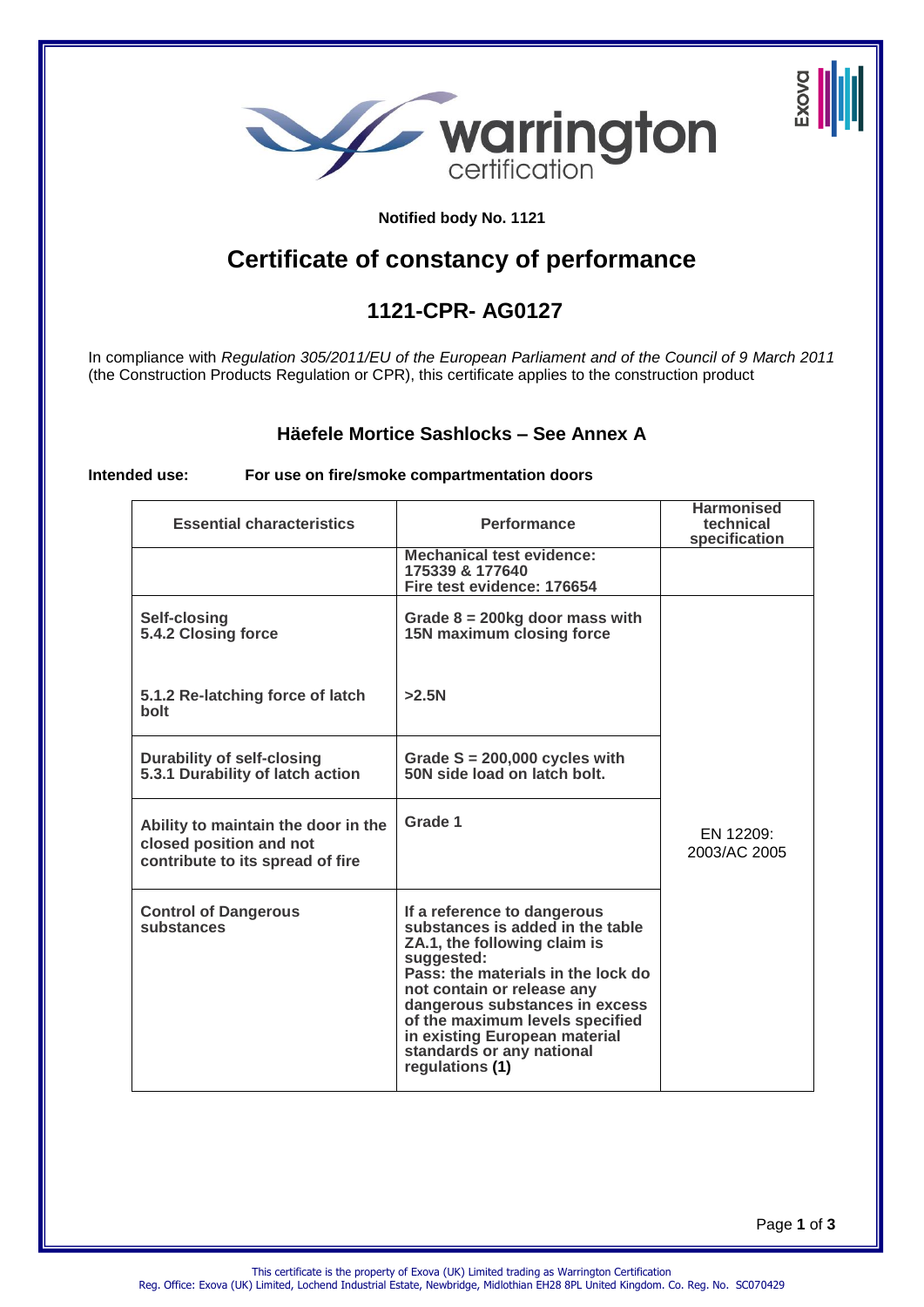**Notified body No. 1121**

# Certificate of constancy of performance

## 1121-CPR- AG0127

In compliance with *Regulation 305/2011/EU of the European Parliament and of the Council of 9 March 2011* (the Construction Products Regulation or CPR), this certificate applies to the construction product

### Häefele Mortice Sashlocks – See Annex A

**Intended use:** **For use on fire/smoke compartmentation doors**

| Essential characteristics | Performance | Harmonised technical specification |
|---|---|---|
| | **Mechanical test evidence: 175339 & 177640 Fire test evidence: 176654** | |
| **Self-closing 5.4.2 Closing force** | **Grade 8 = 200kg door mass with 15N maximum closing force** | EN 12209: 2003/AC 2005 |
| **5.1.2 Re-latching force of latch bolt** | **>2.5N** | |
| **Durability of self-closing 5.3.1 Durability of latch action** | **Grade S = 200,000 cycles with 50N side load on latch bolt.** | |
| **Ability to maintain the door in the closed position and not contribute to its spread of fire** | **Grade 1** | |
| **Control of Dangerous substances** | **If a reference to dangerous substances is added in the table ZA.1, the following claim is suggested: Pass: the materials in the lock do not contain or release any dangerous substances in excess of the maximum levels specified in existing European material standards or any national regulations (1)** | |

This certificate is the property of Exova (UK) Limited trading as Warrington Certification
Reg. Office: Exova (UK) Limited, Lochend Industrial Estate, Newbridge, Midlothian EH28 8PL United Kingdom. Co. Reg. No. SC070429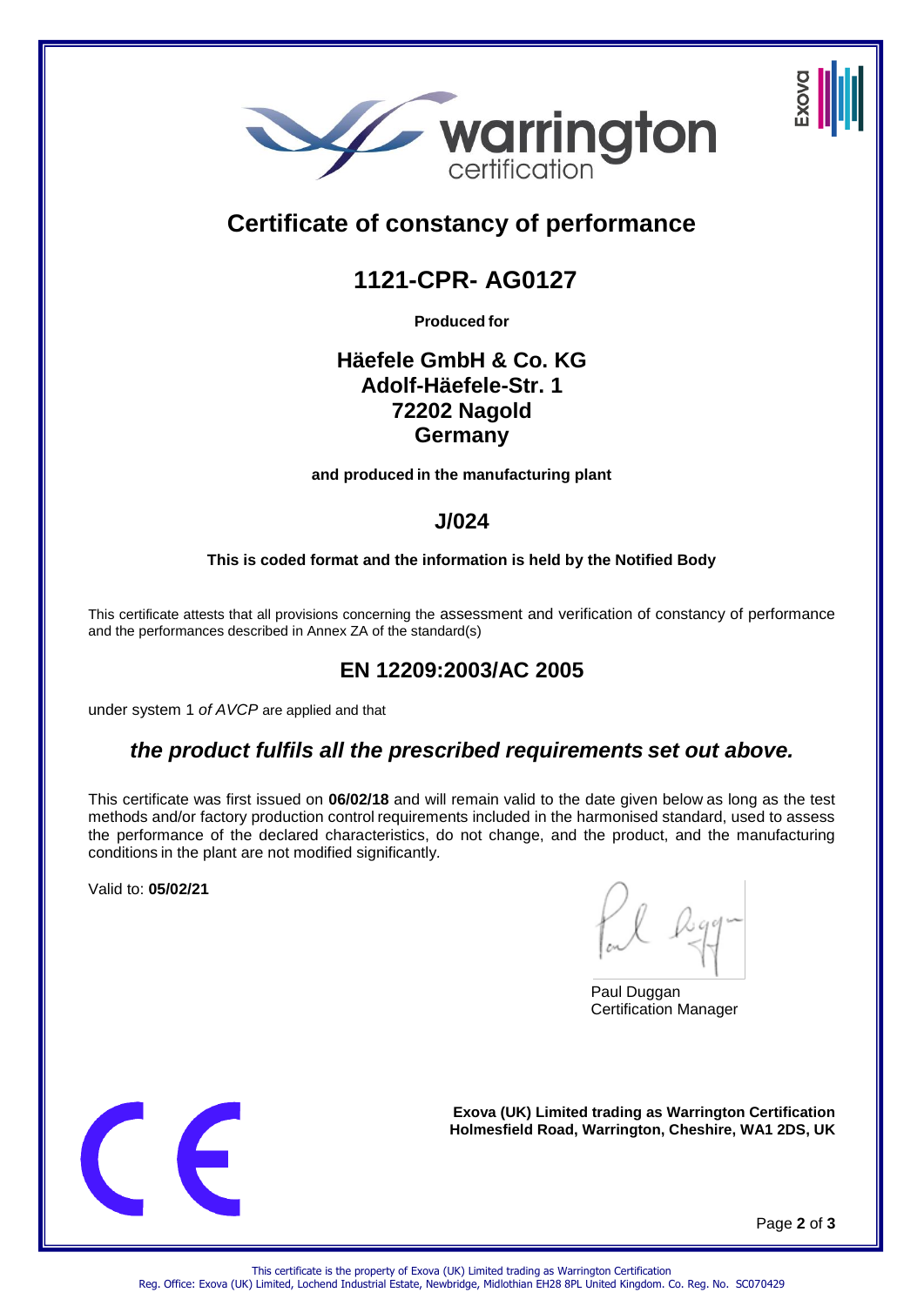# Certificate of constancy of performance

## 1121-CPR- AG0127

**Produced for**

**Häefele GmbH & Co. KG**
**Adolf-Häefele-Str. 1**
**72202 Nagold**
**Germany**

**and produced in the manufacturing plant**

## J/024

**This is coded format and the information is held by the Notified Body**

This certificate attests that all provisions concerning the assessment and verification of constancy of performance and the performances described in Annex ZA of the standard(s)

## EN 12209:2003/AC 2005

under system 1 *of AVCP* are applied and that

***the product fulfils all the prescribed requirements set out above.***

This certificate was first issued on **06/02/18** and will remain valid to the date given below as long as the test methods and/or factory production control requirements included in the harmonised standard, used to assess the performance of the declared characteristics, do not change, and the product, and the manufacturing conditions in the plant are not modified significantly.

Valid to: **05/02/21**

Paul Duggan
Certification Manager

**Exova (UK) Limited trading as Warrington Certification**
**Holmesfield Road, Warrington, Cheshire, WA1 2DS, UK**

This certificate is the property of Exova (UK) Limited trading as Warrington Certification
Reg. Office: Exova (UK) Limited, Lochend Industrial Estate, Newbridge, Midlothian EH28 8PL United Kingdom. Co. Reg. No. SC070429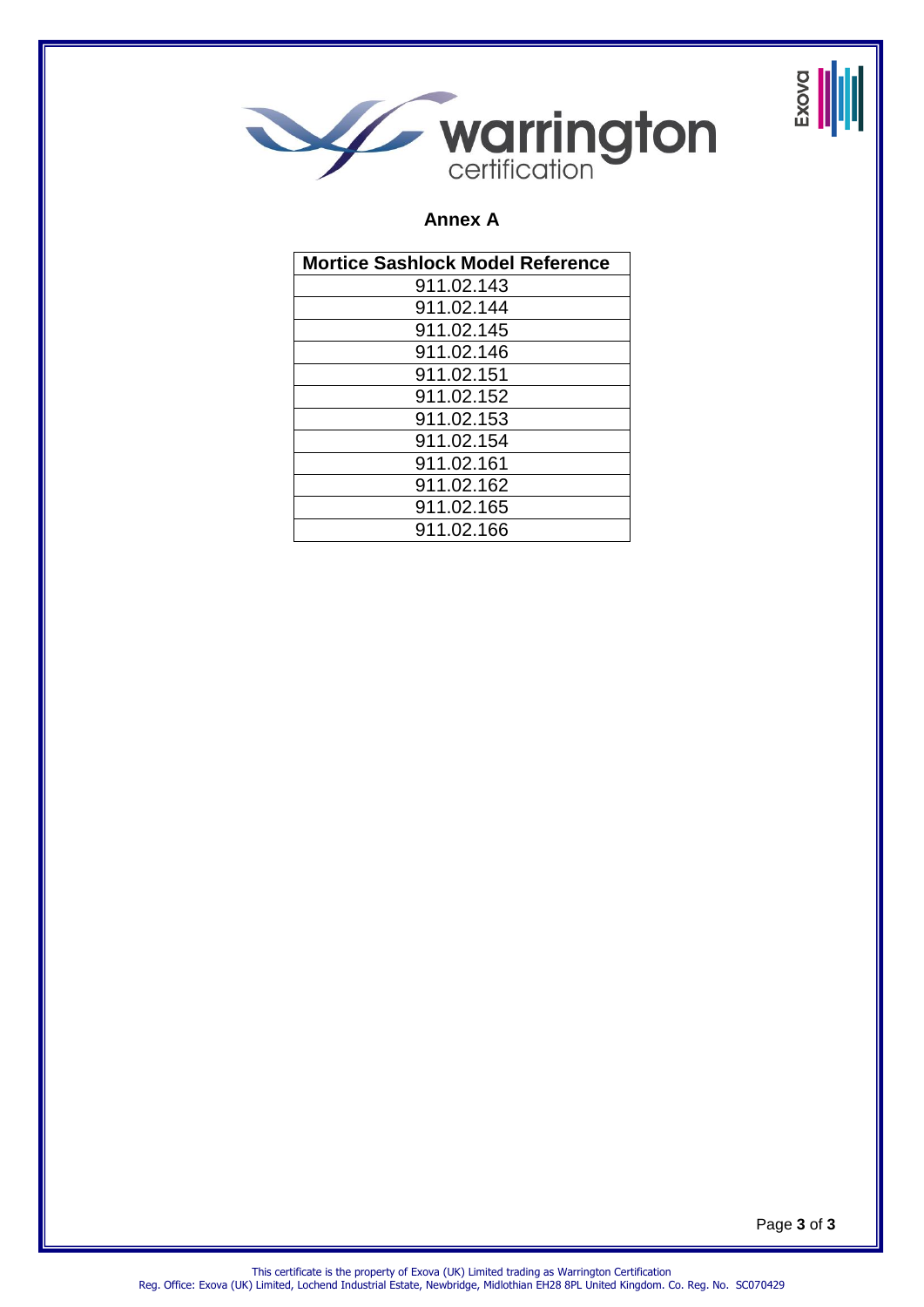## Annex A

| Mortice Sashlock Model Reference |
|---|
| 911.02.143 |
| 911.02.144 |
| 911.02.145 |
| 911.02.146 |
| 911.02.151 |
| 911.02.152 |
| 911.02.153 |
| 911.02.154 |
| 911.02.161 |
| 911.02.162 |
| 911.02.165 |
| 911.02.166 |

This certificate is the property of Exova (UK) Limited trading as Warrington Certification
Reg. Office: Exova (UK) Limited, Lochend Industrial Estate, Newbridge, Midlothian EH28 8PL United Kingdom. Co. Reg. No. SC070429